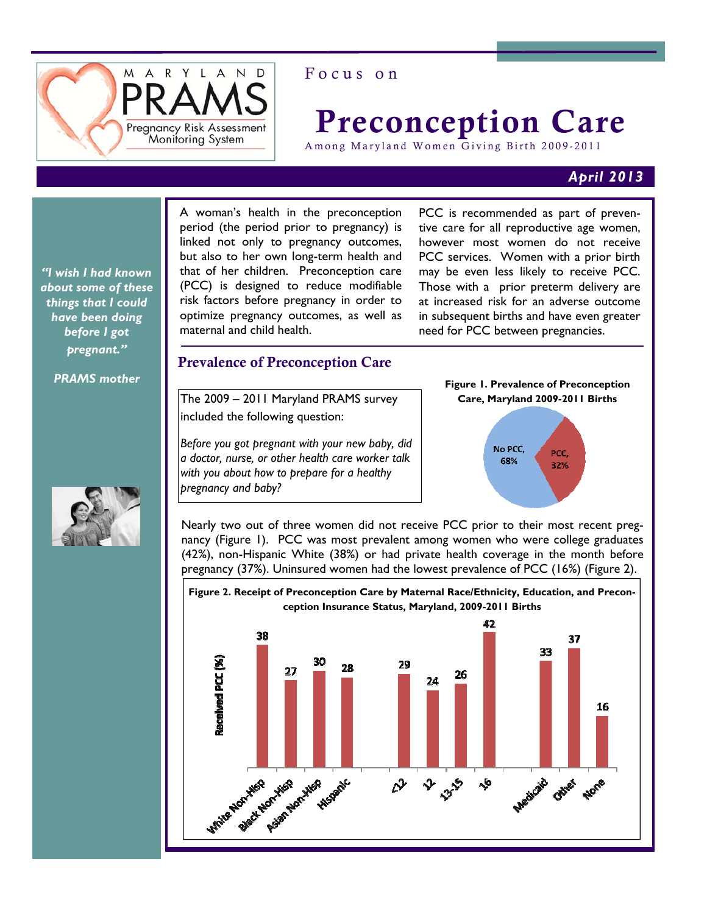MARYLAND PRAMS Pregnancy Risk Assessment Monitoring System

Focus on

# Preconception Care

Among Maryland Women Giving Birth 2009-2011

*April 2013*

***"I wish I had known about some of these things that I could have been doing before I got pregnant."***

***PRAMS mother***

A woman's health in the preconception period (the period prior to pregnancy) is linked not only to pregnancy outcomes, but also to her own long-term health and that of her children. Preconception care (PCC) is designed to reduce modifiable risk factors before pregnancy in order to optimize pregnancy outcomes, as well as maternal and child health.

PCC is recommended as part of preventive care for all reproductive age women, however most women do not receive PCC services. Women with a prior birth may be even less likely to receive PCC. Those with a prior preterm delivery are at increased risk for an adverse outcome in subsequent births and have even greater need for PCC between pregnancies.

## Prevalence of Preconception Care

The 2009 – 2011 Maryland PRAMS survey included the following question:

*Before you got pregnant with your new baby, did a doctor, nurse, or other health care worker talk with you about how to prepare for a healthy pregnancy and baby?*

**Figure 1. Prevalence of Preconception Care, Maryland 2009-2011 Births**

| Category | Percent |
|---|---|
| No PCC | 68% |
| PCC | 32% |

Nearly two out of three women did not receive PCC prior to their most recent pregnancy (Figure 1). PCC was most prevalent among women who were college graduates (42%), non-Hispanic White (38%) or had private health coverage in the month before pregnancy (37%). Uninsured women had the lowest prevalence of PCC (16%) (Figure 2).

**Figure 2. Receipt of Preconception Care by Maternal Race/Ethnicity, Education, and Preconception Insurance Status, Maryland, 2009-2011 Births**

| Group | Received PCC (%) |
|---|---|
| White Non-Hisp | 38 |
| Black Non-Hisp | 27 |
| Asian Non-Hisp | 30 |
| Hispanic | 28 |
| <12 | 29 |
| 12 | 24 |
| 13-15 | 26 |
| 16 | 42 |
| Medicaid | 33 |
| Other | 37 |
| None | 16 |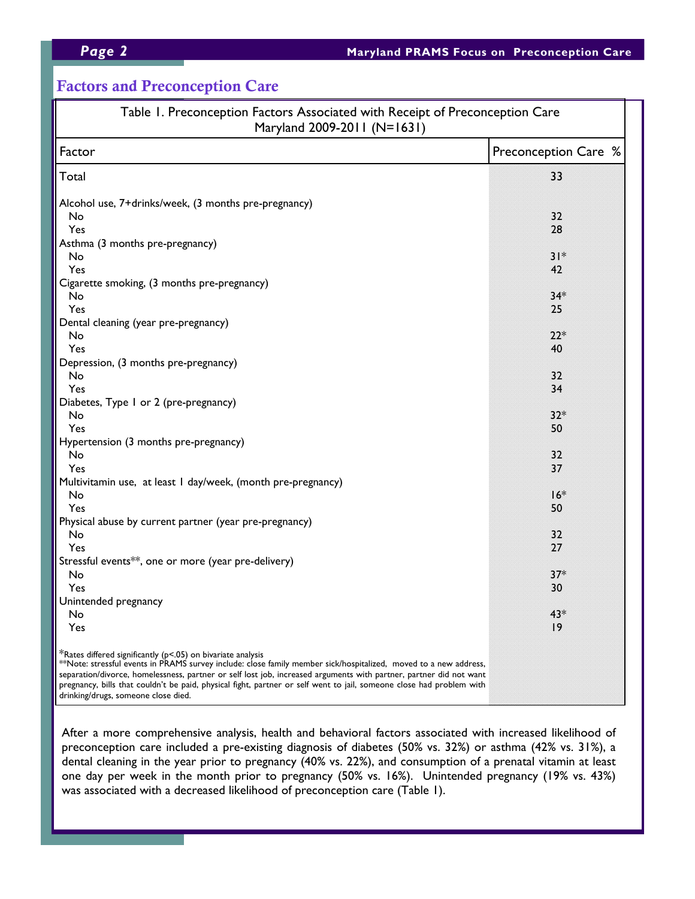## Factors and Preconception Care

Table 1. Preconception Factors Associated with Receipt of Preconception Care
Maryland 2009-2011 (N=1631)

| Factor | Preconception Care % |
|---|---|
| Total | 33 |
| Alcohol use, 7+drinks/week, (3 months pre-pregnancy) | |
| No | 32 |
| Yes | 28 |
| Asthma (3 months pre-pregnancy) | |
| No | 31* |
| Yes | 42 |
| Cigarette smoking, (3 months pre-pregnancy) | |
| No | 34* |
| Yes | 25 |
| Dental cleaning (year pre-pregnancy) | |
| No | 22* |
| Yes | 40 |
| Depression, (3 months pre-pregnancy) | |
| No | 32 |
| Yes | 34 |
| Diabetes, Type 1 or 2 (pre-pregnancy) | |
| No | 32* |
| Yes | 50 |
| Hypertension (3 months pre-pregnancy) | |
| No | 32 |
| Yes | 37 |
| Multivitamin use, at least 1 day/week, (month pre-pregnancy) | |
| No | 16* |
| Yes | 50 |
| Physical abuse by current partner (year pre-pregnancy) | |
| No | 32 |
| Yes | 27 |
| Stressful events**, one or more (year pre-delivery) | |
| No | 37* |
| Yes | 30 |
| Unintended pregnancy | |
| No | 43* |
| Yes | 19 |

*Rates differed significantly ($p<.05$) on bivariate analysis
**Note: stressful events in PRAMS survey include: close family member sick/hospitalized, moved to a new address, separation/divorce, homelessness, partner or self lost job, increased arguments with partner, partner did not want pregnancy, bills that couldn't be paid, physical fight, partner or self went to jail, someone close had problem with drinking/drugs, someone close died.

After a more comprehensive analysis, health and behavioral factors associated with increased likelihood of preconception care included a pre-existing diagnosis of diabetes (50% vs. 32%) or asthma (42% vs. 31%), a dental cleaning in the year prior to pregnancy (40% vs. 22%), and consumption of a prenatal vitamin at least one day per week in the month prior to pregnancy (50% vs. 16%). Unintended pregnancy (19% vs. 43%) was associated with a decreased likelihood of preconception care (Table 1).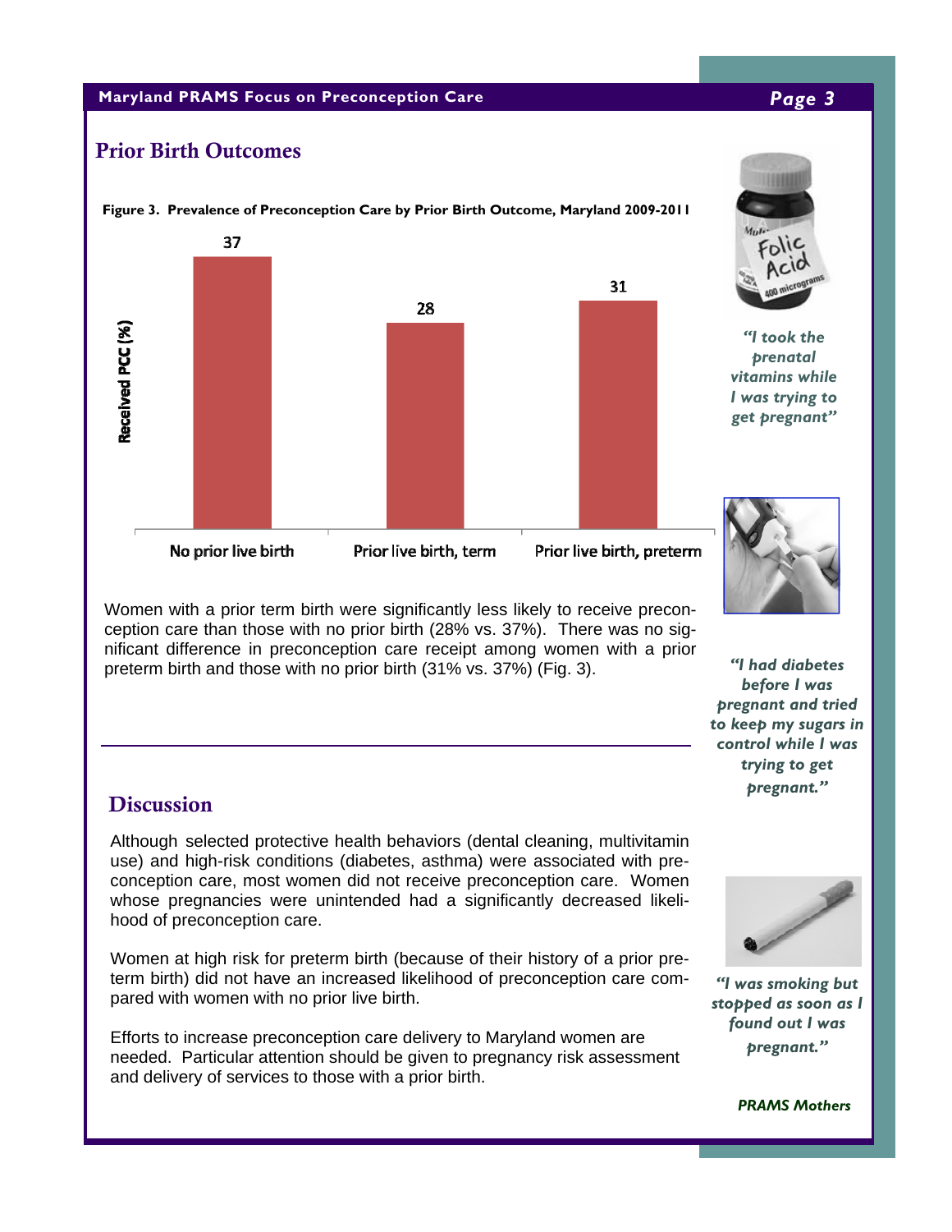## Prior Birth Outcomes

**Figure 3. Prevalence of Preconception Care by Prior Birth Outcome, Maryland 2009-2011**

| Prior Birth Outcome | Received PCC (%) |
|---|---|
| No prior live birth | 37 |
| Prior live birth, term | 28 |
| Prior live birth, preterm | 31 |

Women with a prior term birth were significantly less likely to receive preconception care than those with no prior birth (28% vs. 37%). There was no significant difference in preconception care receipt among women with a prior preterm birth and those with no prior birth (31% vs. 37%) (Fig. 3).

## Discussion

Although selected protective health behaviors (dental cleaning, multivitamin use) and high-risk conditions (diabetes, asthma) were associated with preconception care, most women did not receive preconception care. Women whose pregnancies were unintended had a significantly decreased likelihood of preconception care.

Women at high risk for preterm birth (because of their history of a prior preterm birth) did not have an increased likelihood of preconception care compared with women with no prior live birth.

Efforts to increase preconception care delivery to Maryland women are needed. Particular attention should be given to pregnancy risk assessment and delivery of services to those with a prior birth.

*"I took the prenatal vitamins while I was trying to get pregnant"*

*"I had diabetes before I was pregnant and tried to keep my sugars in control while I was trying to get pregnant."*

*"I was smoking but stopped as soon as I found out I was pregnant."*

***PRAMS Mothers***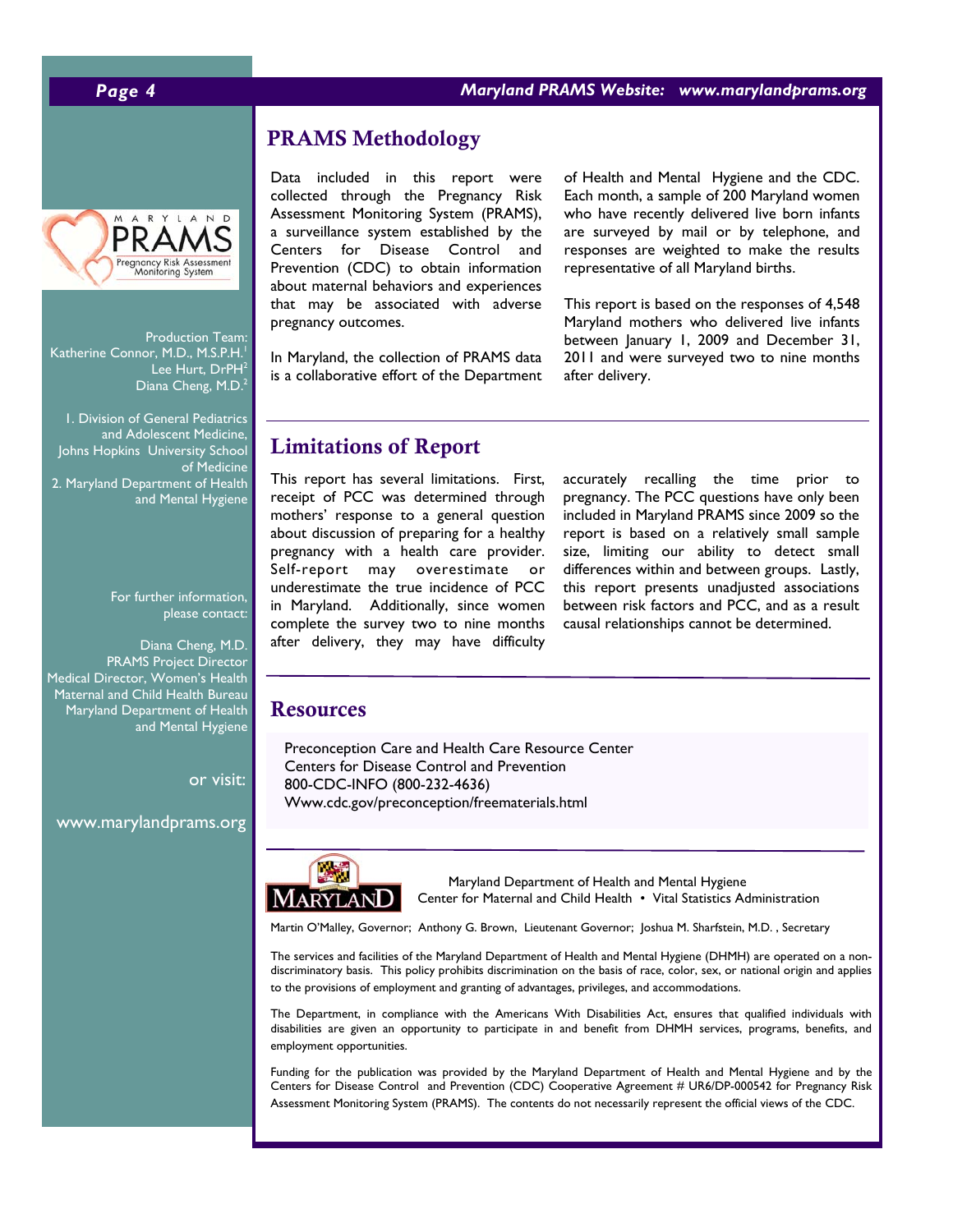## PRAMS Methodology

Data included in this report were collected through the Pregnancy Risk Assessment Monitoring System (PRAMS), a surveillance system established by the Centers for Disease Control and Prevention (CDC) to obtain information about maternal behaviors and experiences that may be associated with adverse pregnancy outcomes.

In Maryland, the collection of PRAMS data is a collaborative effort of the Department of Health and Mental Hygiene and the CDC. Each month, a sample of 200 Maryland women who have recently delivered live born infants are surveyed by mail or by telephone, and responses are weighted to make the results representative of all Maryland births.

This report is based on the responses of 4,548 Maryland mothers who delivered live infants between January 1, 2009 and December 31, 2011 and were surveyed two to nine months after delivery.

## Limitations of Report

This report has several limitations. First, receipt of PCC was determined through mothers' response to a general question about discussion of preparing for a healthy pregnancy with a health care provider. Self-report may overestimate or underestimate the true incidence of PCC in Maryland. Additionally, since women complete the survey two to nine months after delivery, they may have difficulty accurately recalling the time prior to pregnancy. The PCC questions have only been included in Maryland PRAMS since 2009 so the report is based on a relatively small sample size, limiting our ability to detect small differences within and between groups. Lastly, this report presents unadjusted associations between risk factors and PCC, and as a result causal relationships cannot be determined.

## Resources

Preconception Care and Health Care Resource Center
Centers for Disease Control and Prevention
800-CDC-INFO (800-232-4636)
Www.cdc.gov/preconception/freematerials.html

Production Team:
Katherine Connor, M.D., M.S.P.H.[1]
Lee Hurt, DrPH[2]
Diana Cheng, M.D.[2]

1. Division of General Pediatrics and Adolescent Medicine, Johns Hopkins University School of Medicine
2. Maryland Department of Health and Mental Hygiene

For further information, please contact:

Diana Cheng, M.D.
PRAMS Project Director
Medical Director, Women's Health
Maternal and Child Health Bureau
Maryland Department of Health and Mental Hygiene

or visit:

www.marylandprams.org

Maryland Department of Health and Mental Hygiene
Center for Maternal and Child Health • Vital Statistics Administration

Martin O'Malley, Governor; Anthony G. Brown, Lieutenant Governor; Joshua M. Sharfstein, M.D. , Secretary

The services and facilities of the Maryland Department of Health and Mental Hygiene (DHMH) are operated on a non-discriminatory basis. This policy prohibits discrimination on the basis of race, color, sex, or national origin and applies to the provisions of employment and granting of advantages, privileges, and accommodations.

The Department, in compliance with the Americans With Disabilities Act, ensures that qualified individuals with disabilities are given an opportunity to participate in and benefit from DHMH services, programs, benefits, and employment opportunities.

Funding for the publication was provided by the Maryland Department of Health and Mental Hygiene and by the Centers for Disease Control and Prevention (CDC) Cooperative Agreement # UR6/DP-000542 for Pregnancy Risk Assessment Monitoring System (PRAMS). The contents do not necessarily represent the official views of the CDC.